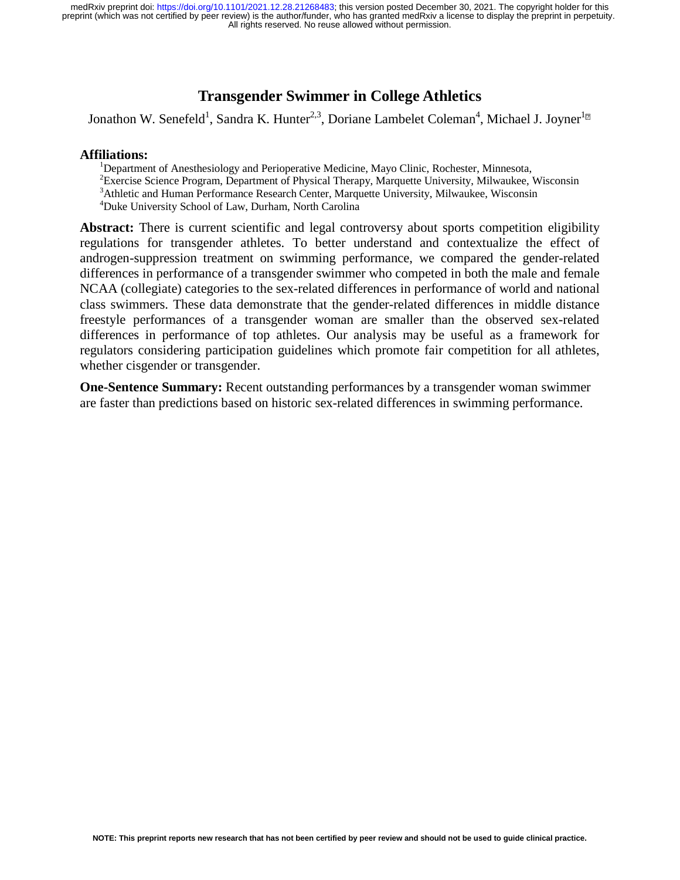# Transgender Swimmer in College Athletics

Jonathon W. Senefeld[1], Sandra K. Hunter[2,3], Doriane Lambelet Coleman[4], Michael J. Joyner[1]

**Affiliations:**

[1]Department of Anesthesiology and Perioperative Medicine, Mayo Clinic, Rochester, Minnesota,
[2]Exercise Science Program, Department of Physical Therapy, Marquette University, Milwaukee, Wisconsin
[3]Athletic and Human Performance Research Center, Marquette University, Milwaukee, Wisconsin
[4]Duke University School of Law, Durham, North Carolina

**Abstract:** There is current scientific and legal controversy about sports competition eligibility regulations for transgender athletes. To better understand and contextualize the effect of androgen-suppression treatment on swimming performance, we compared the gender-related differences in performance of a transgender swimmer who competed in both the male and female NCAA (collegiate) categories to the sex-related differences in performance of world and national class swimmers. These data demonstrate that the gender-related differences in middle distance freestyle performances of a transgender woman are smaller than the observed sex-related differences in performance of top athletes. Our analysis may be useful as a framework for regulators considering participation guidelines which promote fair competition for all athletes, whether cisgender or transgender.

**One-Sentence Summary:** Recent outstanding performances by a transgender woman swimmer are faster than predictions based on historic sex-related differences in swimming performance.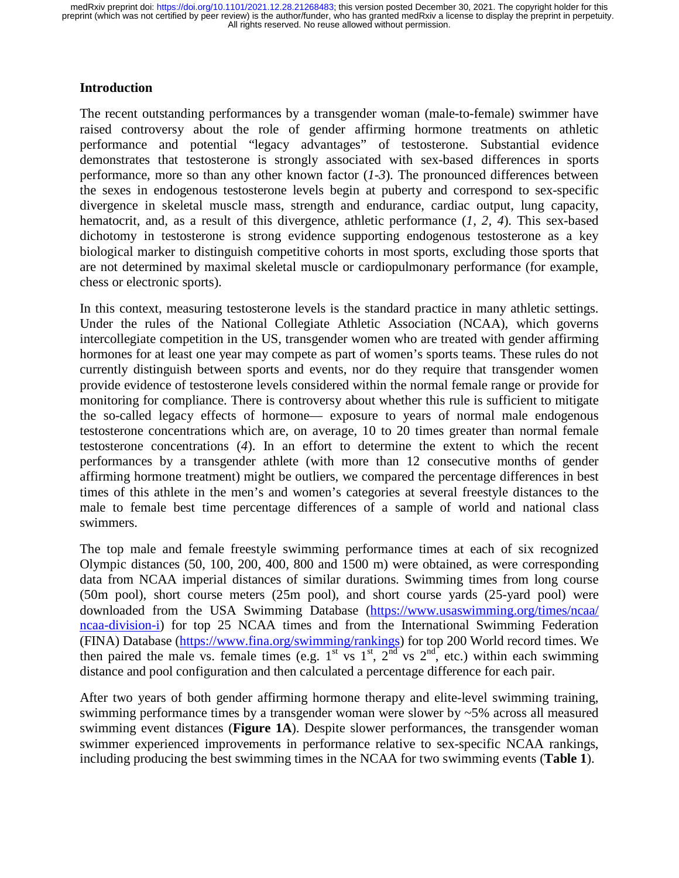## Introduction

The recent outstanding performances by a transgender woman (male-to-female) swimmer have raised controversy about the role of gender affirming hormone treatments on athletic performance and potential "legacy advantages" of testosterone. Substantial evidence demonstrates that testosterone is strongly associated with sex-based differences in sports performance, more so than any other known factor (*1-3*). The pronounced differences between the sexes in endogenous testosterone levels begin at puberty and correspond to sex-specific divergence in skeletal muscle mass, strength and endurance, cardiac output, lung capacity, hematocrit, and, as a result of this divergence, athletic performance (*1, 2, 4*). This sex-based dichotomy in testosterone is strong evidence supporting endogenous testosterone as a key biological marker to distinguish competitive cohorts in most sports, excluding those sports that are not determined by maximal skeletal muscle or cardiopulmonary performance (for example, chess or electronic sports).

In this context, measuring testosterone levels is the standard practice in many athletic settings. Under the rules of the National Collegiate Athletic Association (NCAA), which governs intercollegiate competition in the US, transgender women who are treated with gender affirming hormones for at least one year may compete as part of women's sports teams. These rules do not currently distinguish between sports and events, nor do they require that transgender women provide evidence of testosterone levels considered within the normal female range or provide for monitoring for compliance. There is controversy about whether this rule is sufficient to mitigate the so-called legacy effects of hormone— exposure to years of normal male endogenous testosterone concentrations which are, on average, 10 to 20 times greater than normal female testosterone concentrations (*4*). In an effort to determine the extent to which the recent performances by a transgender athlete (with more than 12 consecutive months of gender affirming hormone treatment) might be outliers, we compared the percentage differences in best times of this athlete in the men's and women's categories at several freestyle distances to the male to female best time percentage differences of a sample of world and national class swimmers.

The top male and female freestyle swimming performance times at each of six recognized Olympic distances (50, 100, 200, 400, 800 and 1500 m) were obtained, as were corresponding data from NCAA imperial distances of similar durations. Swimming times from long course (50m pool), short course meters (25m pool), and short course yards (25-yard pool) were downloaded from the USA Swimming Database (https://www.usaswimming.org/times/ncaa/ncaa-division-i) for top 25 NCAA times and from the International Swimming Federation (FINA) Database (https://www.fina.org/swimming/rankings) for top 200 World record times. We then paired the male vs. female times (e.g. 1st vs 1st, 2nd vs 2nd, etc.) within each swimming distance and pool configuration and then calculated a percentage difference for each pair.

After two years of both gender affirming hormone therapy and elite-level swimming training, swimming performance times by a transgender woman were slower by ~5% across all measured swimming event distances (**Figure 1A**). Despite slower performances, the transgender woman swimmer experienced improvements in performance relative to sex-specific NCAA rankings, including producing the best swimming times in the NCAA for two swimming events (**Table 1**).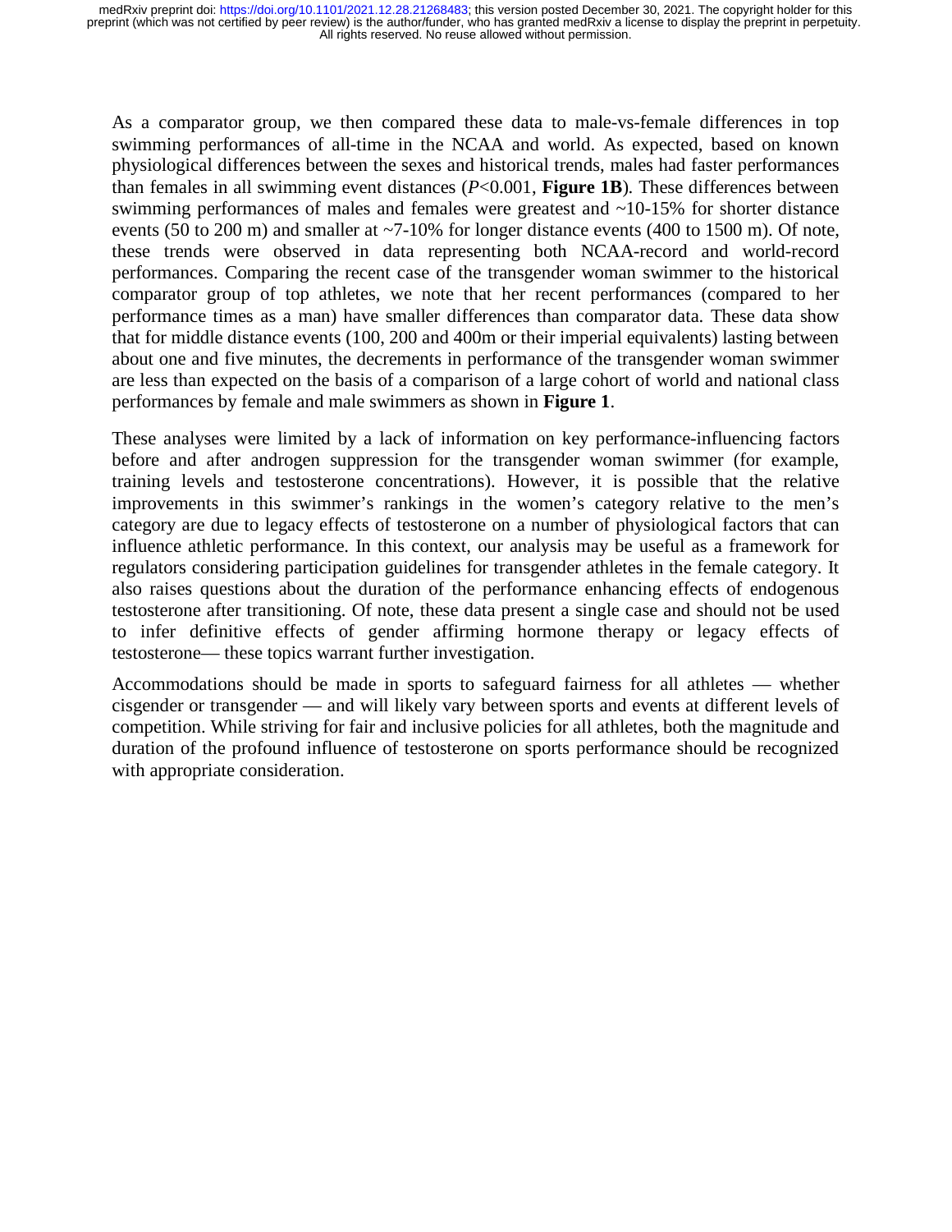As a comparator group, we then compared these data to male-vs-female differences in top swimming performances of all-time in the NCAA and world. As expected, based on known physiological differences between the sexes and historical trends, males had faster performances than females in all swimming event distances ($P$<0.001, **Figure 1B**). These differences between swimming performances of males and females were greatest and ~10-15% for shorter distance events (50 to 200 m) and smaller at ~7-10% for longer distance events (400 to 1500 m). Of note, these trends were observed in data representing both NCAA-record and world-record performances. Comparing the recent case of the transgender woman swimmer to the historical comparator group of top athletes, we note that her recent performances (compared to her performance times as a man) have smaller differences than comparator data. These data show that for middle distance events (100, 200 and 400m or their imperial equivalents) lasting between about one and five minutes, the decrements in performance of the transgender woman swimmer are less than expected on the basis of a comparison of a large cohort of world and national class performances by female and male swimmers as shown in **Figure 1**.

These analyses were limited by a lack of information on key performance-influencing factors before and after androgen suppression for the transgender woman swimmer (for example, training levels and testosterone concentrations). However, it is possible that the relative improvements in this swimmer's rankings in the women's category relative to the men's category are due to legacy effects of testosterone on a number of physiological factors that can influence athletic performance. In this context, our analysis may be useful as a framework for regulators considering participation guidelines for transgender athletes in the female category. It also raises questions about the duration of the performance enhancing effects of endogenous testosterone after transitioning. Of note, these data present a single case and should not be used to infer definitive effects of gender affirming hormone therapy or legacy effects of testosterone— these topics warrant further investigation.

Accommodations should be made in sports to safeguard fairness for all athletes — whether cisgender or transgender — and will likely vary between sports and events at different levels of competition. While striving for fair and inclusive policies for all athletes, both the magnitude and duration of the profound influence of testosterone on sports performance should be recognized with appropriate consideration.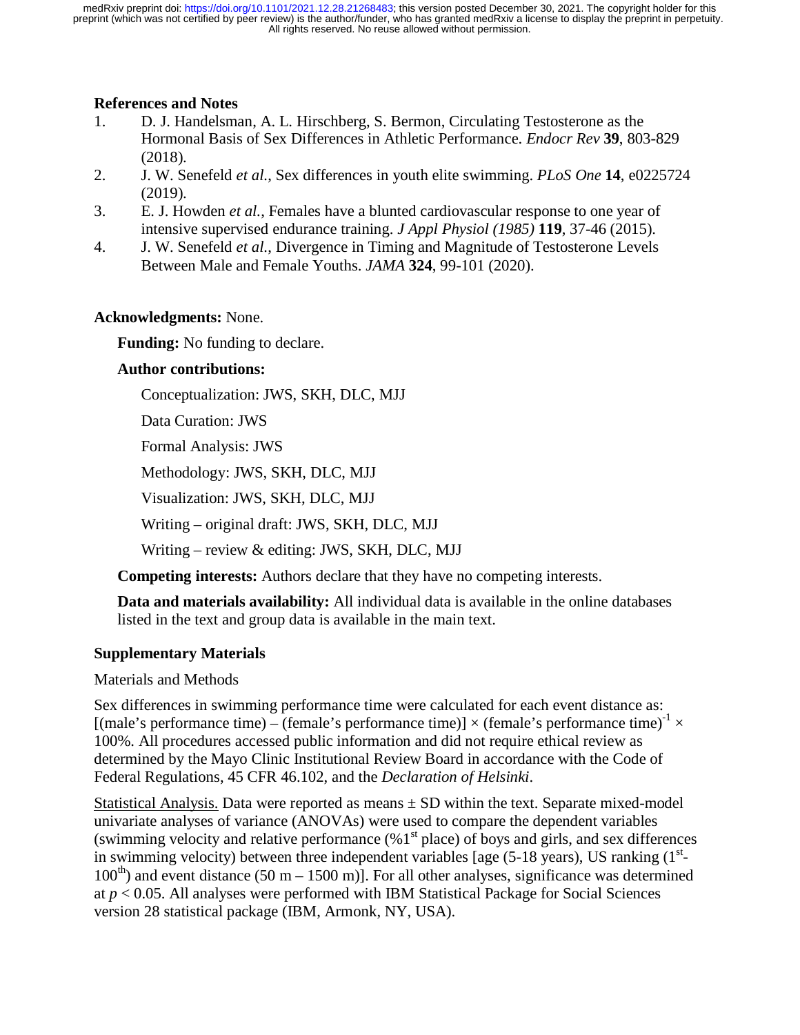## References and Notes

1. D. J. Handelsman, A. L. Hirschberg, S. Bermon, Circulating Testosterone as the Hormonal Basis of Sex Differences in Athletic Performance. *Endocr Rev* **39**, 803-829 (2018).
2. J. W. Senefeld *et al.*, Sex differences in youth elite swimming. *PLoS One* **14**, e0225724 (2019).
3. E. J. Howden *et al.*, Females have a blunted cardiovascular response to one year of intensive supervised endurance training. *J Appl Physiol (1985)* **119**, 37-46 (2015).
4. J. W. Senefeld *et al.*, Divergence in Timing and Magnitude of Testosterone Levels Between Male and Female Youths. *JAMA* **324**, 99-101 (2020).

**Acknowledgments:** None.

**Funding:** No funding to declare.

**Author contributions:**

Conceptualization: JWS, SKH, DLC, MJJ

Data Curation: JWS

Formal Analysis: JWS

Methodology: JWS, SKH, DLC, MJJ

Visualization: JWS, SKH, DLC, MJJ

Writing – original draft: JWS, SKH, DLC, MJJ

Writing – review & editing: JWS, SKH, DLC, MJJ

**Competing interests:** Authors declare that they have no competing interests.

**Data and materials availability:** All individual data is available in the online databases listed in the text and group data is available in the main text.

## Supplementary Materials

Materials and Methods

Sex differences in swimming performance time were calculated for each event distance as: [(male's performance time) – (female's performance time)] $\times$ (female's performance time)$^{-1}$ $\times$ 100%. All procedures accessed public information and did not require ethical review as determined by the Mayo Clinic Institutional Review Board in accordance with the Code of Federal Regulations, 45 CFR 46.102, and the *Declaration of Helsinki*.

Statistical Analysis. Data were reported as means ± SD within the text. Separate mixed-model univariate analyses of variance (ANOVAs) were used to compare the dependent variables (swimming velocity and relative performance (%1$^{st}$ place) of boys and girls, and sex differences in swimming velocity) between three independent variables [age (5-18 years), US ranking (1$^{st}$-100$^{th}$) and event distance (50 m – 1500 m)]. For all other analyses, significance was determined at $p < 0.05$. All analyses were performed with IBM Statistical Package for Social Sciences version 28 statistical package (IBM, Armonk, NY, USA).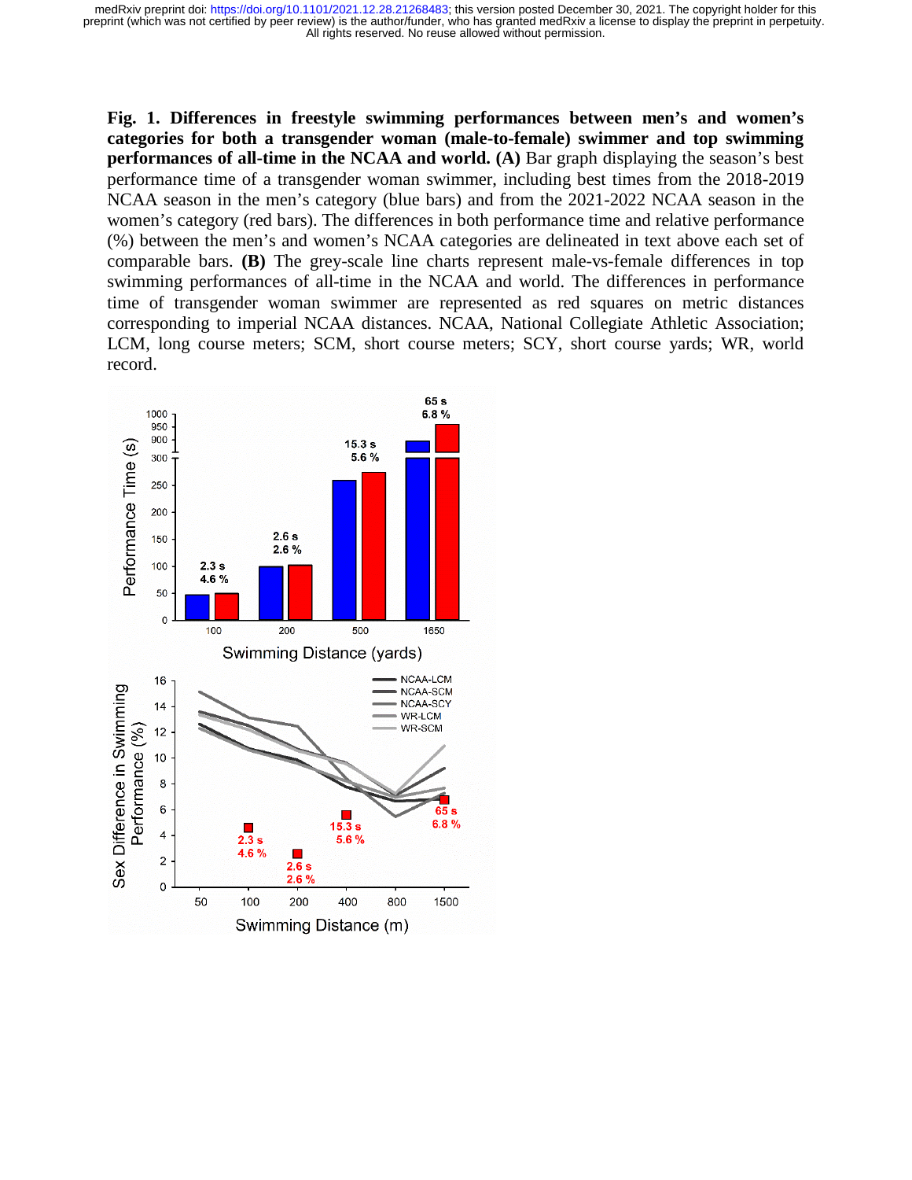**Fig. 1. Differences in freestyle swimming performances between men's and women's categories for both a transgender woman (male-to-female) swimmer and top swimming performances of all-time in the NCAA and world. (A)** Bar graph displaying the season's best performance time of a transgender woman swimmer, including best times from the 2018-2019 NCAA season in the men's category (blue bars) and from the 2021-2022 NCAA season in the women's category (red bars). The differences in both performance time and relative performance (%) between the men's and women's NCAA categories are delineated in text above each set of comparable bars. **(B)** The grey-scale line charts represent male-vs-female differences in top swimming performances of all-time in the NCAA and world. The differences in performance time of transgender woman swimmer are represented as red squares on metric distances corresponding to imperial NCAA distances. NCAA, National Collegiate Athletic Association; LCM, long course meters; SCM, short course meters; SCY, short course yards; WR, world record.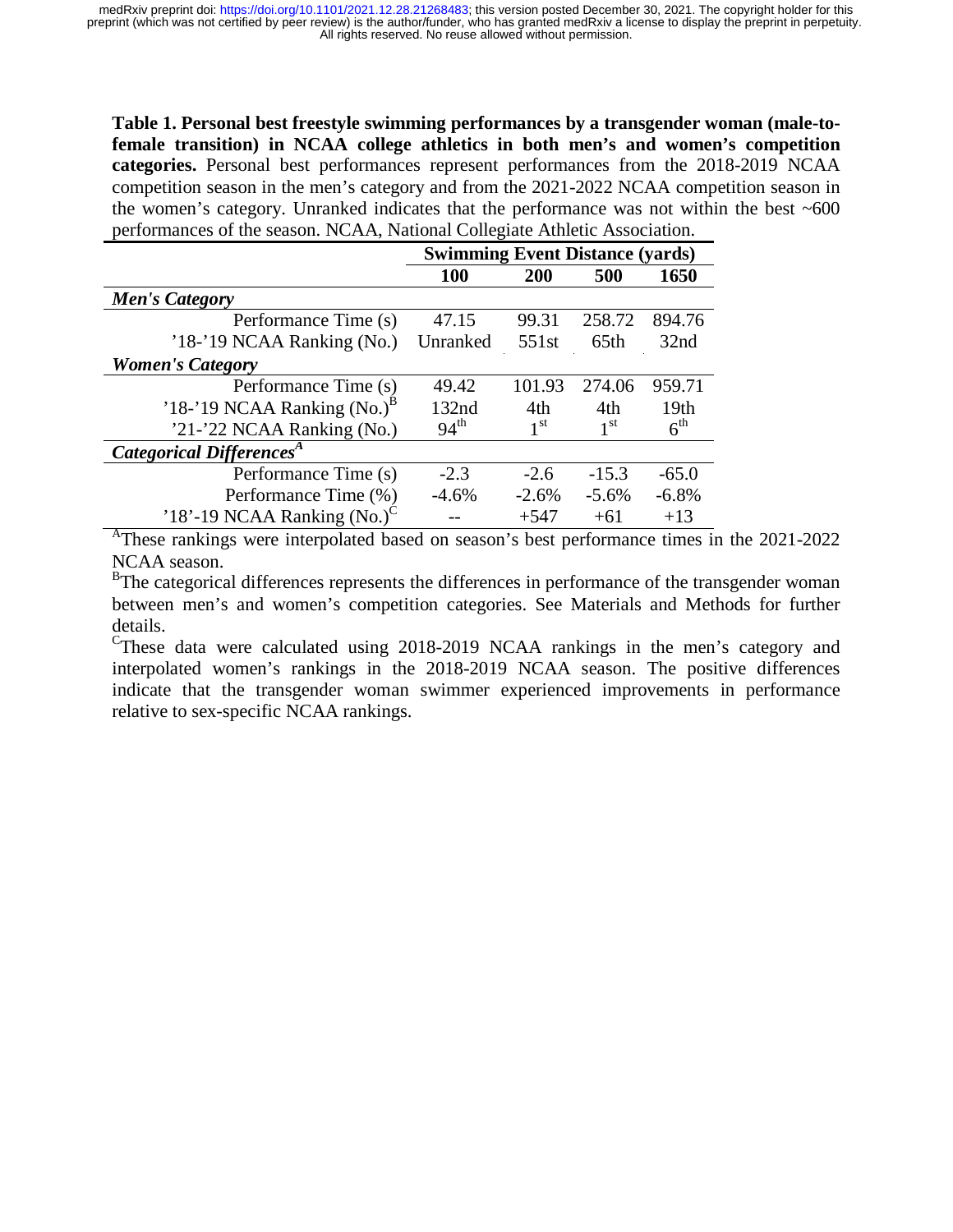**Table 1. Personal best freestyle swimming performances by a transgender woman (male-to-female transition) in NCAA college athletics in both men's and women's competition categories.** Personal best performances represent performances from the 2018-2019 NCAA competition season in the men's category and from the 2021-2022 NCAA competition season in the women's category. Unranked indicates that the performance was not within the best ~600 performances of the season. NCAA, National Collegiate Athletic Association.

| | Swimming Event Distance (yards) | | | |
|---|---|---|---|---|
| | **100** | **200** | **500** | **1650** |
| ***Men's Category*** | | | | |
| Performance Time (s) | 47.15 | 99.31 | 258.72 | 894.76 |
| '18-'19 NCAA Ranking (No.) | Unranked | 551st | 65th | 32nd |
| ***Women's Category*** | | | | |
| Performance Time (s) | 49.42 | 101.93 | 274.06 | 959.71 |
| '18-'19 NCAA Ranking (No.)[B] | 132nd | 4th | 4th | 19th |
| '21-'22 NCAA Ranking (No.) | 94th | 1st | 1st | 6th |
| ***Categorical Differences[A]*** | | | | |
| Performance Time (s) | -2.3 | -2.6 | -15.3 | -65.0 |
| Performance Time (%) | -4.6% | -2.6% | -5.6% | -6.8% |
| '18'-19 NCAA Ranking (No.)[C] | -- | +547 | +61 | +13 |

[A]These rankings were interpolated based on season's best performance times in the 2021-2022 NCAA season.

[B]The categorical differences represents the differences in performance of the transgender woman between men's and women's competition categories. See Materials and Methods for further details.

[C]These data were calculated using 2018-2019 NCAA rankings in the men's category and interpolated women's rankings in the 2018-2019 NCAA season. The positive differences indicate that the transgender woman swimmer experienced improvements in performance relative to sex-specific NCAA rankings.